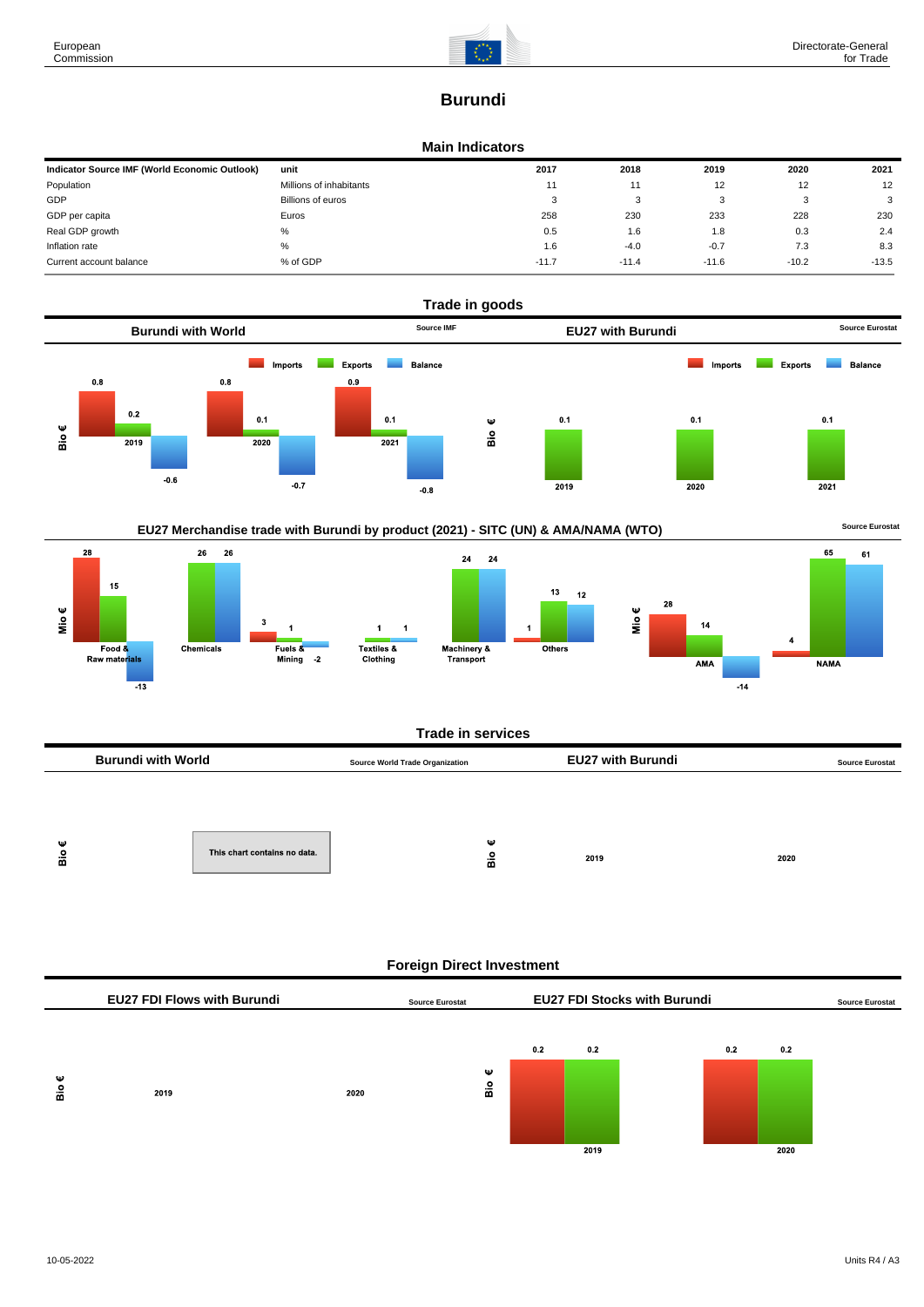# Burundi

## Main Indicators

| Indicator Source IMF (World Economic Outlook) | unit | 2017 | 2018 | 2019 | 2020 | 2021 |
|---|---|---|---|---|---|---|
| Population | Millions of inhabitants | 11 | 11 | 12 | 12 | 12 |
| GDP | Billions of euros | 3 | 3 | 3 | 3 | 3 |
| GDP per capita | Euros | 258 | 230 | 233 | 228 | 230 |
| Real GDP growth | % | 0.5 | 1.6 | 1.8 | 0.3 | 2.4 |
| Inflation rate | % | 1.6 | -4.0 | -0.7 | 7.3 | 8.3 |
| Current account balance | % of GDP | -11.7 | -11.4 | -11.6 | -10.2 | -13.5 |

## Trade in goods

### Burundi with World

Source IMF

Bio €

| | Imports | Exports | Balance |
|---|---|---|---|
| 2019 | 0.8 | 0.2 | -0.6 |
| 2020 | 0.8 | 0.1 | -0.7 |
| 2021 | 0.9 | 0.1 | -0.8 |

### EU27 with Burundi

Source Eurostat

Bio €

| | Imports | Exports | Balance |
|---|---|---|---|
| 2019 | | 0.1 | |
| 2020 | | 0.1 | |
| 2021 | | 0.1 | |

### EU27 Merchandise trade with Burundi by product (2021) - SITC (UN) & AMA/NAMA (WTO)

Source Eurostat

Mio €

| | Imports | Exports | Balance |
|---|---|---|---|
| Food & Raw materials | 28 | 15 | -13 |
| Chemicals | | 26 | 26 |
| Fuels & Mining | 3 | 1 | -2 |
| Textiles & Clothing | | 1 | 1 |
| Machinery & Transport | | 24 | 24 |
| Others | 1 | 13 | 12 |

Mio €

| | Imports | Exports | Balance |
|---|---|---|---|
| AMA | 28 | 14 | -14 |
| NAMA | 4 | 65 | 61 |

## Trade in services

### Burundi with World

Source World Trade Organization

Bio €

This chart contains no data.

### EU27 with Burundi

Source Eurostat

Bio €

2019 2020

## Foreign Direct Investment

### EU27 FDI Flows with Burundi

Source Eurostat

Bio €

2019 2020

### EU27 FDI Stocks with Burundi

Source Eurostat

Bio €

| | Inward | Outward |
|---|---|---|
| 2019 | 0.2 | 0.2 |
| 2020 | 0.2 | 0.2 |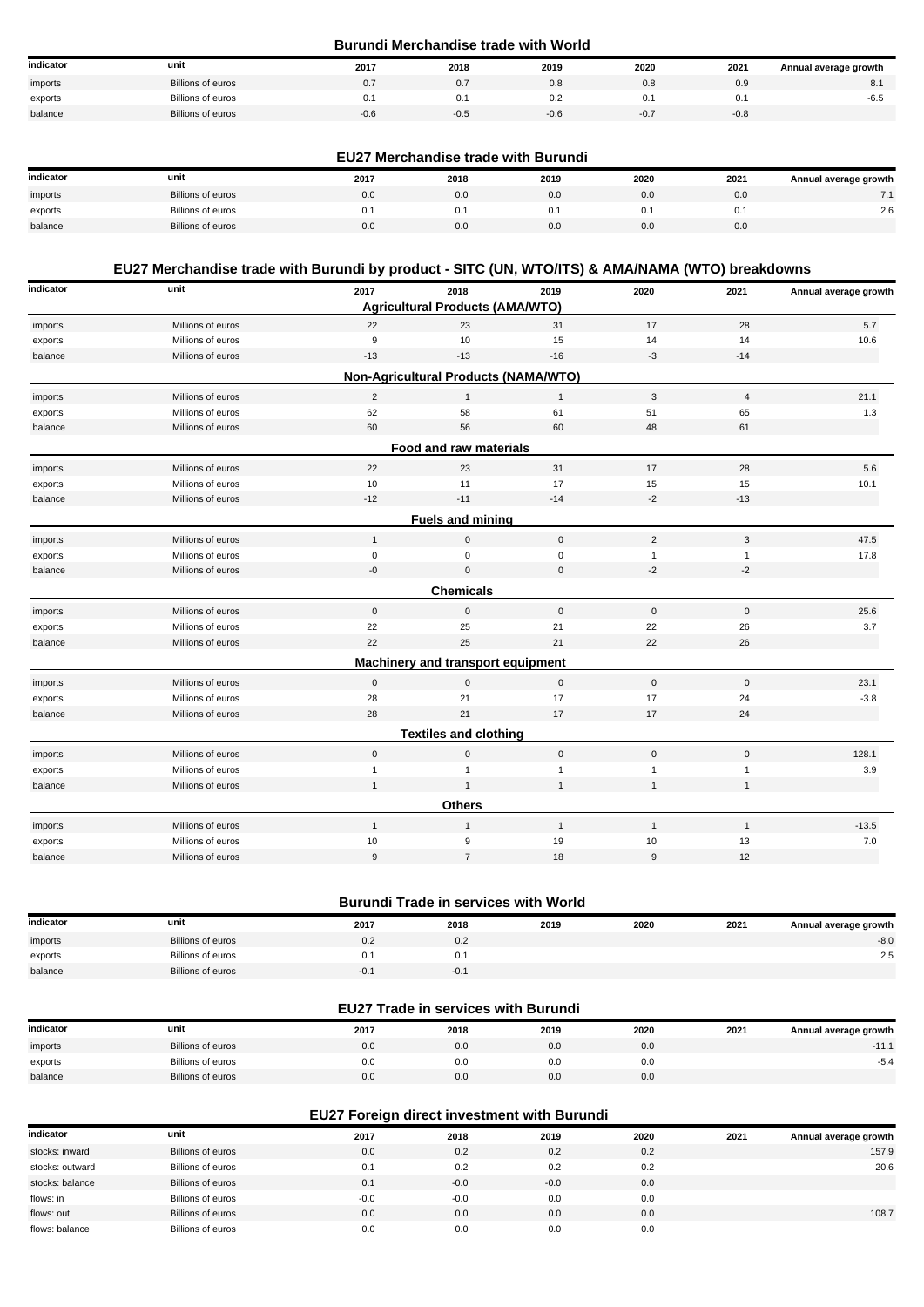## Burundi Merchandise trade with World

| indicator | unit | 2017 | 2018 | 2019 | 2020 | 2021 | Annual average growth |
|---|---|---|---|---|---|---|---|
| imports | Billions of euros | 0.7 | 0.7 | 0.8 | 0.8 | 0.9 | 8.1 |
| exports | Billions of euros | 0.1 | 0.1 | 0.2 | 0.1 | 0.1 | -6.5 |
| balance | Billions of euros | -0.6 | -0.5 | -0.6 | -0.7 | -0.8 | |

## EU27 Merchandise trade with Burundi

| indicator | unit | 2017 | 2018 | 2019 | 2020 | 2021 | Annual average growth |
|---|---|---|---|---|---|---|---|
| imports | Billions of euros | 0.0 | 0.0 | 0.0 | 0.0 | 0.0 | 7.1 |
| exports | Billions of euros | 0.1 | 0.1 | 0.1 | 0.1 | 0.1 | 2.6 |
| balance | Billions of euros | 0.0 | 0.0 | 0.0 | 0.0 | 0.0 | |

## EU27 Merchandise trade with Burundi by product - SITC (UN, WTO/ITS) & AMA/NAMA (WTO) breakdowns

| indicator | unit | 2017 | 2018 | 2019 | 2020 | 2021 | Annual average growth |
|---|---|---|---|---|---|---|---|
| | | | **Agricultural Products (AMA/WTO)** | | | | |
| imports | Millions of euros | 22 | 23 | 31 | 17 | 28 | 5.7 |
| exports | Millions of euros | 9 | 10 | 15 | 14 | 14 | 10.6 |
| balance | Millions of euros | -13 | -13 | -16 | -3 | -14 | |
| | | | **Non-Agricultural Products (NAMA/WTO)** | | | | |
| imports | Millions of euros | 2 | 1 | 1 | 3 | 4 | 21.1 |
| exports | Millions of euros | 62 | 58 | 61 | 51 | 65 | 1.3 |
| balance | Millions of euros | 60 | 56 | 60 | 48 | 61 | |
| | | | **Food and raw materials** | | | | |
| imports | Millions of euros | 22 | 23 | 31 | 17 | 28 | 5.6 |
| exports | Millions of euros | 10 | 11 | 17 | 15 | 15 | 10.1 |
| balance | Millions of euros | -12 | -11 | -14 | -2 | -13 | |
| | | | **Fuels and mining** | | | | |
| imports | Millions of euros | 1 | 0 | 0 | 2 | 3 | 47.5 |
| exports | Millions of euros | 0 | 0 | 0 | 1 | 1 | 17.8 |
| balance | Millions of euros | -0 | 0 | 0 | -2 | -2 | |
| | | | **Chemicals** | | | | |
| imports | Millions of euros | 0 | 0 | 0 | 0 | 0 | 25.6 |
| exports | Millions of euros | 22 | 25 | 21 | 22 | 26 | 3.7 |
| balance | Millions of euros | 22 | 25 | 21 | 22 | 26 | |
| | | | **Machinery and transport equipment** | | | | |
| imports | Millions of euros | 0 | 0 | 0 | 0 | 0 | 23.1 |
| exports | Millions of euros | 28 | 21 | 17 | 17 | 24 | -3.8 |
| balance | Millions of euros | 28 | 21 | 17 | 17 | 24 | |
| | | | **Textiles and clothing** | | | | |
| imports | Millions of euros | 0 | 0 | 0 | 0 | 0 | 128.1 |
| exports | Millions of euros | 1 | 1 | 1 | 1 | 1 | 3.9 |
| balance | Millions of euros | 1 | 1 | 1 | 1 | 1 | |
| | | | **Others** | | | | |
| imports | Millions of euros | 1 | 1 | 1 | 1 | 1 | -13.5 |
| exports | Millions of euros | 10 | 9 | 19 | 10 | 13 | 7.0 |
| balance | Millions of euros | 9 | 7 | 18 | 9 | 12 | |

## Burundi Trade in services with World

| indicator | unit | 2017 | 2018 | 2019 | 2020 | 2021 | Annual average growth |
|---|---|---|---|---|---|---|---|
| imports | Billions of euros | 0.2 | 0.2 | | | | -8.0 |
| exports | Billions of euros | 0.1 | 0.1 | | | | 2.5 |
| balance | Billions of euros | -0.1 | -0.1 | | | | |

## EU27 Trade in services with Burundi

| indicator | unit | 2017 | 2018 | 2019 | 2020 | 2021 | Annual average growth |
|---|---|---|---|---|---|---|---|
| imports | Billions of euros | 0.0 | 0.0 | 0.0 | 0.0 | | -11.1 |
| exports | Billions of euros | 0.0 | 0.0 | 0.0 | 0.0 | | -5.4 |
| balance | Billions of euros | 0.0 | 0.0 | 0.0 | 0.0 | | |

## EU27 Foreign direct investment with Burundi

| indicator | unit | 2017 | 2018 | 2019 | 2020 | 2021 | Annual average growth |
|---|---|---|---|---|---|---|---|
| stocks: inward | Billions of euros | 0.0 | 0.2 | 0.2 | 0.2 | | 157.9 |
| stocks: outward | Billions of euros | 0.1 | 0.2 | 0.2 | 0.2 | | 20.6 |
| stocks: balance | Billions of euros | 0.1 | -0.0 | -0.0 | 0.0 | | |
| flows: in | Billions of euros | -0.0 | -0.0 | 0.0 | 0.0 | | |
| flows: out | Billions of euros | 0.0 | 0.0 | 0.0 | 0.0 | | 108.7 |
| flows: balance | Billions of euros | 0.0 | 0.0 | 0.0 | 0.0 | | |